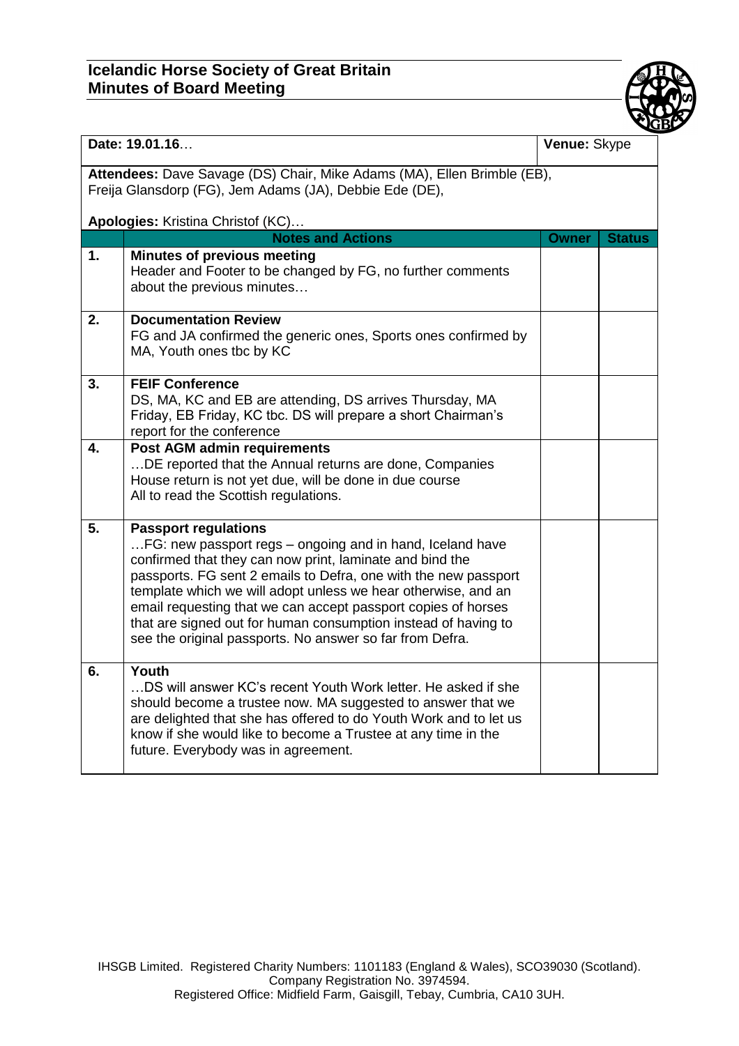# Icelandic Horse Society of Great Britain
## Minutes of Board Meeting

| **Date:** 19.01.16… | | **Venue:** Skype | |
|---|---|---|---|
| **Attendees:** Dave Savage (DS) Chair, Mike Adams (MA), Ellen Brimble (EB), Freija Glansdorp (FG), Jem Adams (JA), Debbie Ede (DE),<br><br>**Apologies:** Kristina Christof (KC)… | | | |
| | **Notes and Actions** | **Owner** | **Status** |
| **1.** | **Minutes of previous meeting**<br>Header and Footer to be changed by FG, no further comments about the previous minutes… | | |
| **2.** | **Documentation Review**<br>FG and JA confirmed the generic ones, Sports ones confirmed by MA, Youth ones tbc by KC | | |
| **3.** | **FEIF Conference**<br>DS, MA, KC and EB are attending, DS arrives Thursday, MA Friday, EB Friday, KC tbc. DS will prepare a short Chairman's report for the conference | | |
| **4.** | **Post AGM admin requirements**<br>…DE reported that the Annual returns are done, Companies House return is not yet due, will be done in due course<br>All to read the Scottish regulations. | | |
| **5.** | **Passport regulations**<br>…FG: new passport regs – ongoing and in hand, Iceland have confirmed that they can now print, laminate and bind the passports. FG sent 2 emails to Defra, one with the new passport template which we will adopt unless we hear otherwise, and an email requesting that we can accept passport copies of horses that are signed out for human consumption instead of having to see the original passports. No answer so far from Defra. | | |
| **6.** | **Youth**<br>…DS will answer KC's recent Youth Work letter. He asked if she should become a trustee now. MA suggested to answer that we are delighted that she has offered to do Youth Work and to let us know if she would like to become a Trustee at any time in the future. Everybody was in agreement. | | |

IHSGB Limited. Registered Charity Numbers: 1101183 (England & Wales), SCO39030 (Scotland).
Company Registration No. 3974594.
Registered Office: Midfield Farm, Gaisgill, Tebay, Cumbria, CA10 3UH.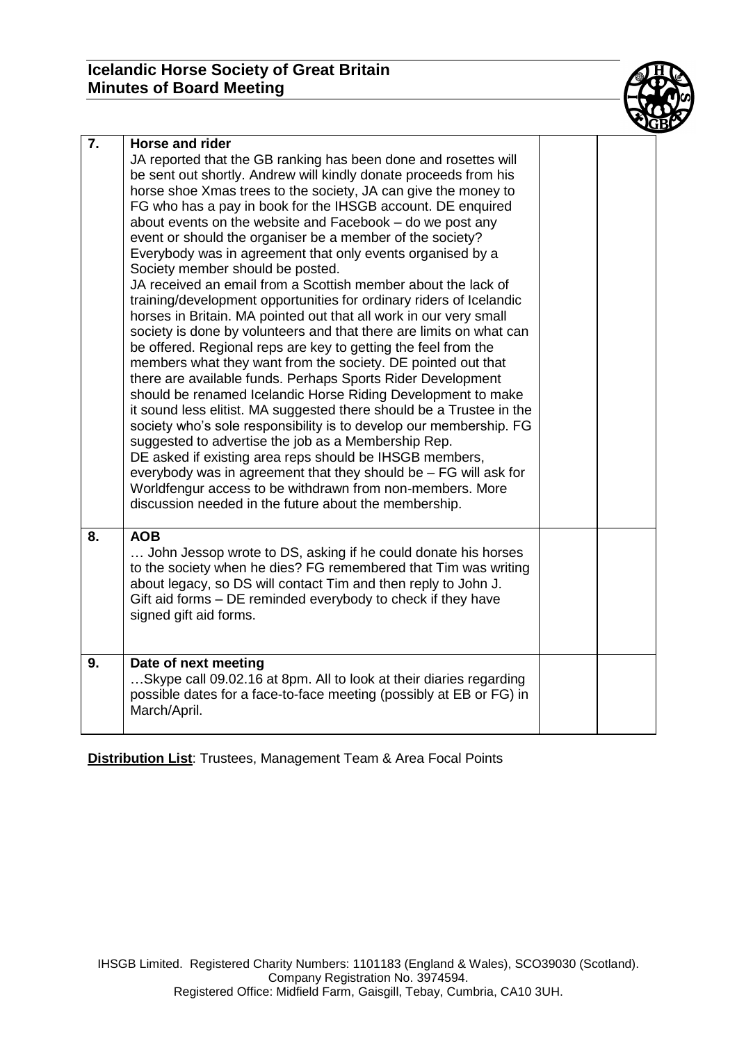| | | | |
|---|---|---|---|
| 7. | **Horse and rider**<br>JA reported that the GB ranking has been done and rosettes will be sent out shortly. Andrew will kindly donate proceeds from his horse shoe Xmas trees to the society, JA can give the money to FG who has a pay in book for the IHSGB account. DE enquired about events on the website and Facebook – do we post any event or should the organiser be a member of the society? Everybody was in agreement that only events organised by a Society member should be posted.<br>JA received an email from a Scottish member about the lack of training/development opportunities for ordinary riders of Icelandic horses in Britain. MA pointed out that all work in our very small society is done by volunteers and that there are limits on what can be offered. Regional reps are key to getting the feel from the members what they want from the society. DE pointed out that there are available funds. Perhaps Sports Rider Development should be renamed Icelandic Horse Riding Development to make it sound less elitist. MA suggested there should be a Trustee in the society who's sole responsibility is to develop our membership. FG suggested to advertise the job as a Membership Rep.<br>DE asked if existing area reps should be IHSGB members, everybody was in agreement that they should be – FG will ask for Worldfengur access to be withdrawn from non-members. More discussion needed in the future about the membership. | | |
| 8. | **AOB**<br>… John Jessop wrote to DS, asking if he could donate his horses to the society when he dies? FG remembered that Tim was writing about legacy, so DS will contact Tim and then reply to John J.<br>Gift aid forms – DE reminded everybody to check if they have signed gift aid forms. | | |
| 9. | **Date of next meeting**<br>…Skype call 09.02.16 at 8pm. All to look at their diaries regarding possible dates for a face-to-face meeting (possibly at EB or FG) in March/April. | | |

**Distribution List**: Trustees, Management Team & Area Focal Points

IHSGB Limited. Registered Charity Numbers: 1101183 (England & Wales), SCO39030 (Scotland).
Company Registration No. 3974594.
Registered Office: Midfield Farm, Gaisgill, Tebay, Cumbria, CA10 3UH.